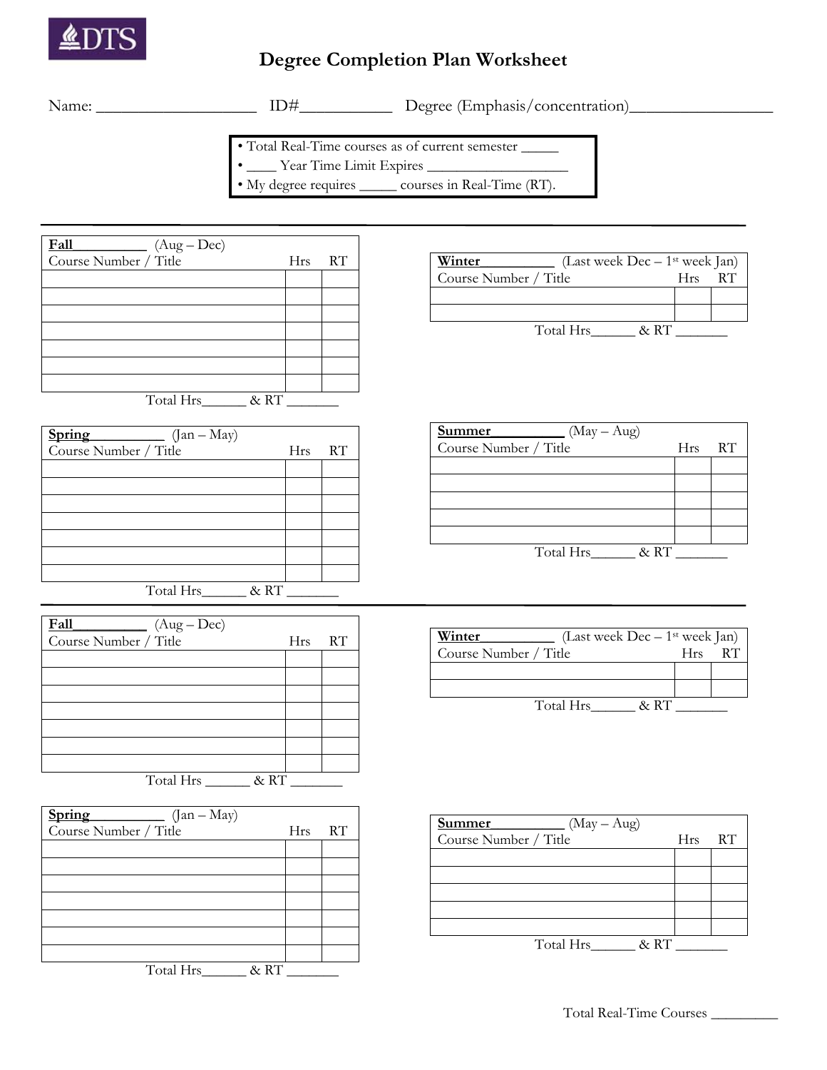DTS

# Degree Completion Plan Worksheet

Name: ____________________ ID#___________ Degree (Emphasis/concentration)_________________

- Total Real-Time courses as of current semester _____
- ____ Year Time Limit Expires ___________________
- My degree requires _____ courses in Real-Time (RT).

**Fall**__________ (Aug – Dec)

| Course Number / Title | Hrs | RT |
|---|---|---|
| | | |
| | | |
| | | |
| | | |
| | | |
| | | |
| | | |

Total Hrs______ & RT _______

**Winter**__________ (Last week Dec – 1st week Jan)

| Course Number / Title | Hrs | RT |
|---|---|---|
| | | |
| | | |

Total Hrs______ & RT _______

**Spring**__________ (Jan – May)

| Course Number / Title | Hrs | RT |
|---|---|---|
| | | |
| | | |
| | | |
| | | |
| | | |
| | | |
| | | |

Total Hrs______ & RT _______

**Summer**__________ (May – Aug)

| Course Number / Title | Hrs | RT |
|---|---|---|
| | | |
| | | |
| | | |
| | | |
| | | |

Total Hrs______ & RT _______

**Fall**__________ (Aug – Dec)

| Course Number / Title | Hrs | RT |
|---|---|---|
| | | |
| | | |
| | | |
| | | |
| | | |
| | | |
| | | |

Total Hrs ______ & RT _______

**Winter**__________ (Last week Dec – 1st week Jan)

| Course Number / Title | Hrs | RT |
|---|---|---|
| | | |
| | | |

Total Hrs______ & RT _______

**Spring**__________ (Jan – May)

| Course Number / Title | Hrs | RT |
|---|---|---|
| | | |
| | | |
| | | |
| | | |
| | | |
| | | |
| | | |

Total Hrs______ & RT _______

**Summer**__________ (May – Aug)

| Course Number / Title | Hrs | RT |
|---|---|---|
| | | |
| | | |
| | | |
| | | |
| | | |

Total Hrs______ & RT _______

Total Real-Time Courses _________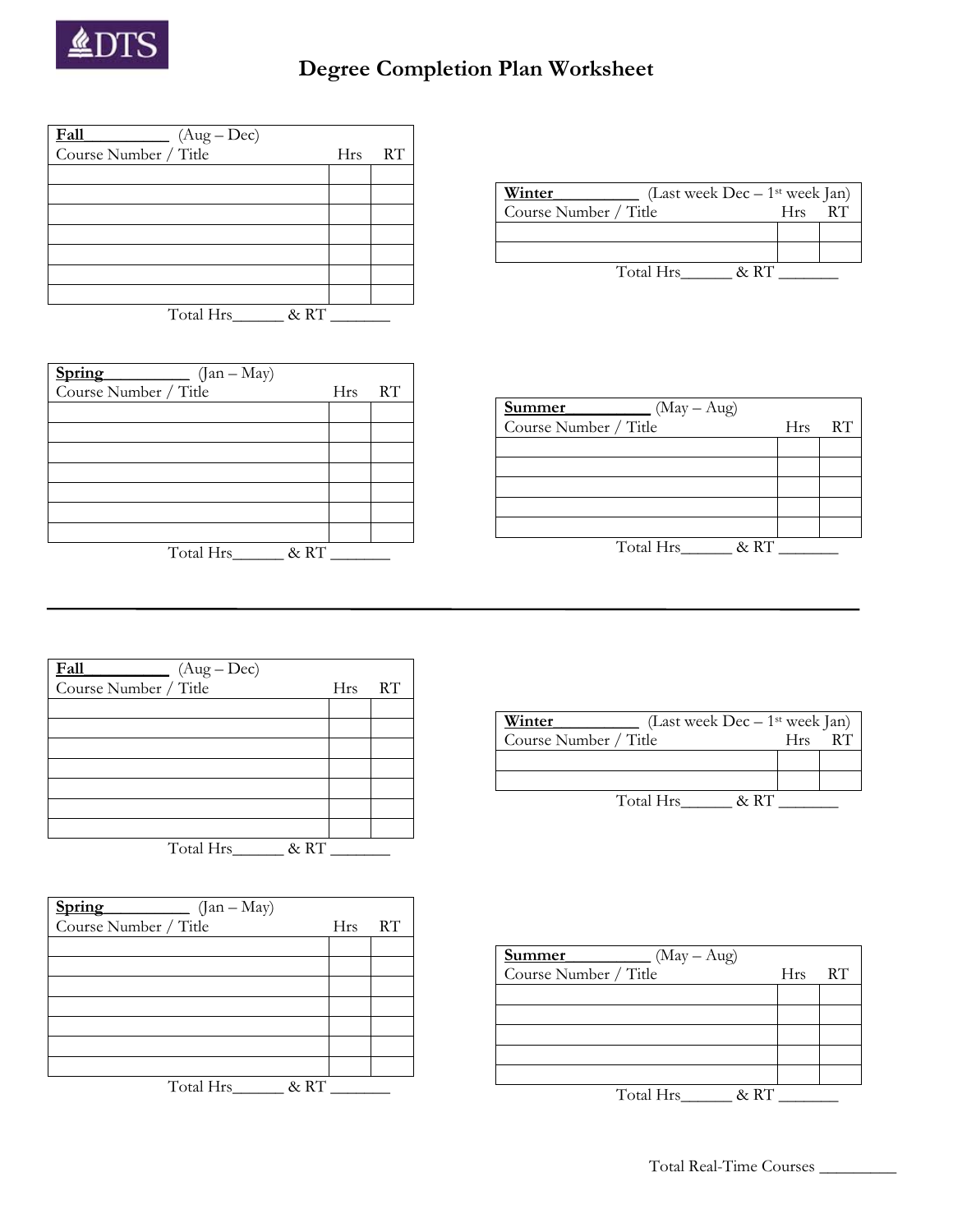DTS

# Degree Completion Plan Worksheet

| **Fall**__________ (Aug – Dec) | | |
|---|---|---|
| Course Number / Title | Hrs | RT |
| | | |
| | | |
| | | |
| | | |
| | | |
| | | |
| | | |

Total Hrs______ & RT _______

| **Winter**__________ (Last week Dec – 1st week Jan) | | |
|---|---|---|
| Course Number / Title | Hrs | RT |
| | | |
| | | |

Total Hrs______ & RT _______

| **Spring**__________ (Jan – May) | | |
|---|---|---|
| Course Number / Title | Hrs | RT |
| | | |
| | | |
| | | |
| | | |
| | | |
| | | |
| | | |

Total Hrs______ & RT _______

| **Summer**__________ (May – Aug) | | |
|---|---|---|
| Course Number / Title | Hrs | RT |
| | | |
| | | |
| | | |
| | | |
| | | |

Total Hrs______ & RT _______

---

| **Fall**__________ (Aug – Dec) | | |
|---|---|---|
| Course Number / Title | Hrs | RT |
| | | |
| | | |
| | | |
| | | |
| | | |
| | | |
| | | |

Total Hrs______ & RT _______

| **Winter**__________ (Last week Dec – 1st week Jan) | | |
|---|---|---|
| Course Number / Title | Hrs | RT |
| | | |
| | | |

Total Hrs______ & RT _______

| **Spring**__________ (Jan – May) | | |
|---|---|---|
| Course Number / Title | Hrs | RT |
| | | |
| | | |
| | | |
| | | |
| | | |
| | | |
| | | |

Total Hrs______ & RT _______

| **Summer**__________ (May – Aug) | | |
|---|---|---|
| Course Number / Title | Hrs | RT |
| | | |
| | | |
| | | |
| | | |
| | | |

Total Hrs______ & RT _______

Total Real-Time Courses _________